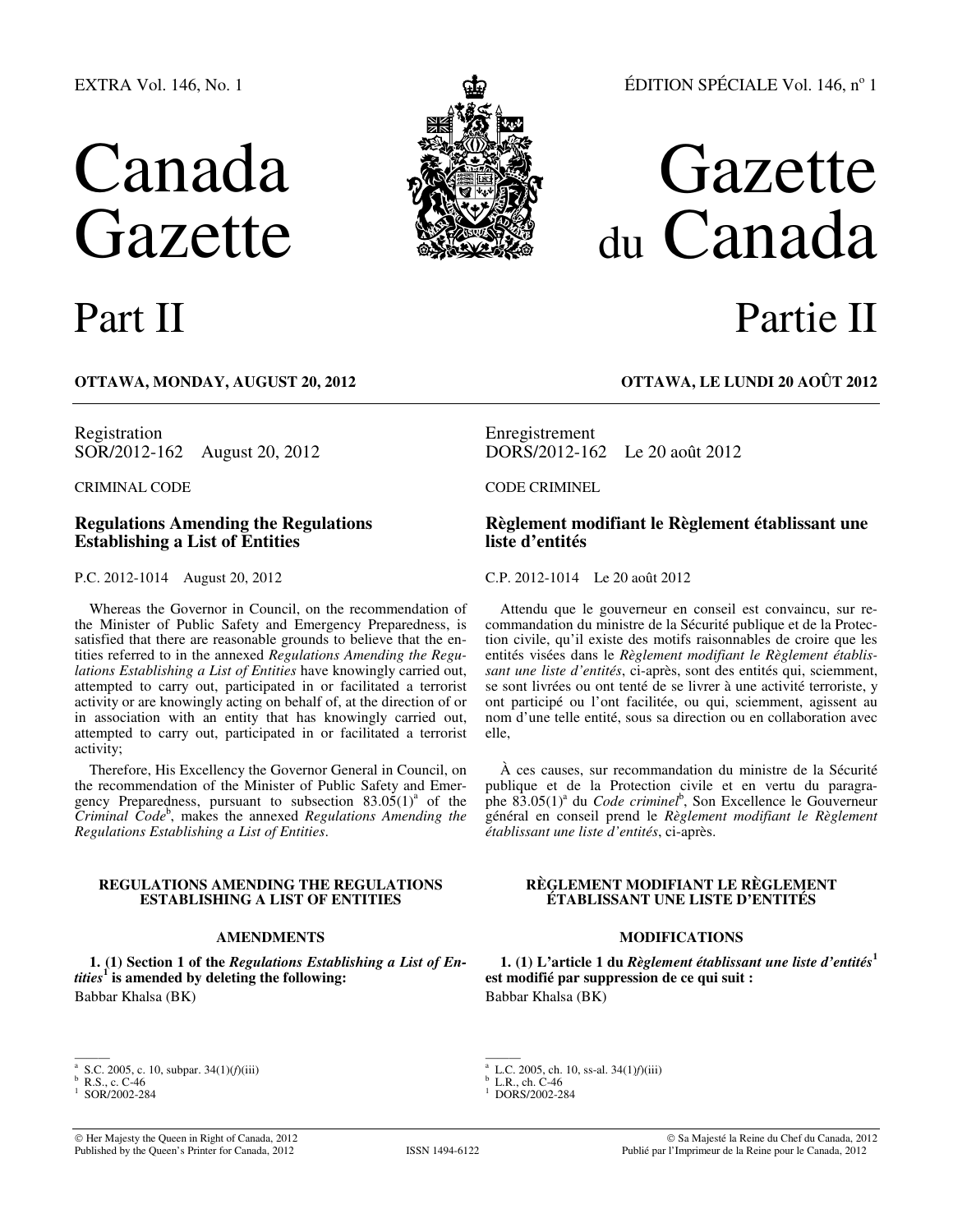EXTRA Vol. 146, No. 1

ÉDITION SPÉCIALE Vol. 146, nº 1

# Canada Gazette

# Part II

# Gazette du Canada

# Partie II

**OTTAWA, MONDAY, AUGUST 20, 2012**

**OTTAWA, LE LUNDI 20 AOÛT 2012**

Registration
SOR/2012-162 August 20, 2012

CRIMINAL CODE

## Regulations Amending the Regulations Establishing a List of Entities

P.C. 2012-1014 August 20, 2012

Whereas the Governor in Council, on the recommendation of the Minister of Public Safety and Emergency Preparedness, is satisfied that there are reasonable grounds to believe that the entities referred to in the annexed *Regulations Amending the Regulations Establishing a List of Entities* have knowingly carried out, attempted to carry out, participated in or facilitated a terrorist activity or are knowingly acting on behalf of, at the direction of or in association with an entity that has knowingly carried out, attempted to carry out, participated in or facilitated a terrorist activity;

Therefore, His Excellency the Governor General in Council, on the recommendation of the Minister of Public Safety and Emergency Preparedness, pursuant to subsection 83.05(1)[a] of the *Criminal Code*[b], makes the annexed *Regulations Amending the Regulations Establishing a List of Entities*.

### REGULATIONS AMENDING THE REGULATIONS ESTABLISHING A LIST OF ENTITIES

### AMENDMENTS

**1. (1) Section 1 of the *Regulations Establishing a List of Entities*[1] is amended by deleting the following:**
Babbar Khalsa (BK)

---

[a] S.C. 2005, c. 10, subpar. 34(1)(*f*)(iii)
[b] R.S., c. C-46
[1] SOR/2002-284

Enregistrement
DORS/2012-162 Le 20 août 2012

CODE CRIMINEL

## Règlement modifiant le Règlement établissant une liste d'entités

C.P. 2012-1014 Le 20 août 2012

Attendu que le gouverneur en conseil est convaincu, sur recommandation du ministre de la Sécurité publique et de la Protection civile, qu'il existe des motifs raisonnables de croire que les entités visées dans le *Règlement modifiant le Règlement établissant une liste d'entités*, ci-après, sont des entités qui, sciemment, se sont livrées ou ont tenté de se livrer à une activité terroriste, y ont participé ou l'ont facilitée, ou qui, sciemment, agissent au nom d'une telle entité, sous sa direction ou en collaboration avec elle,

À ces causes, sur recommandation du ministre de la Sécurité publique et de la Protection civile et en vertu du paragraphe 83.05(1)[a] du *Code criminel*[b], Son Excellence le Gouverneur général en conseil prend le *Règlement modifiant le Règlement établissant une liste d'entités*, ci-après.

### RÈGLEMENT MODIFIANT LE RÈGLEMENT ÉTABLISSANT UNE LISTE D'ENTITÉS

### MODIFICATIONS

**1. (1) L'article 1 du *Règlement établissant une liste d'entités*[1] est modifié par suppression de ce qui suit :**
Babbar Khalsa (BK)

---

[a] L.C. 2005, ch. 10, ss-al. 34(1)*f*)(iii)
[b] L.R., ch. C-46
[1] DORS/2002-284

© Her Majesty the Queen in Right of Canada, 2012
Published by the Queen's Printer for Canada, 2012

ISSN 1494-6122

© Sa Majesté la Reine du Chef du Canada, 2012
Publié par l'Imprimeur de la Reine pour le Canada, 2012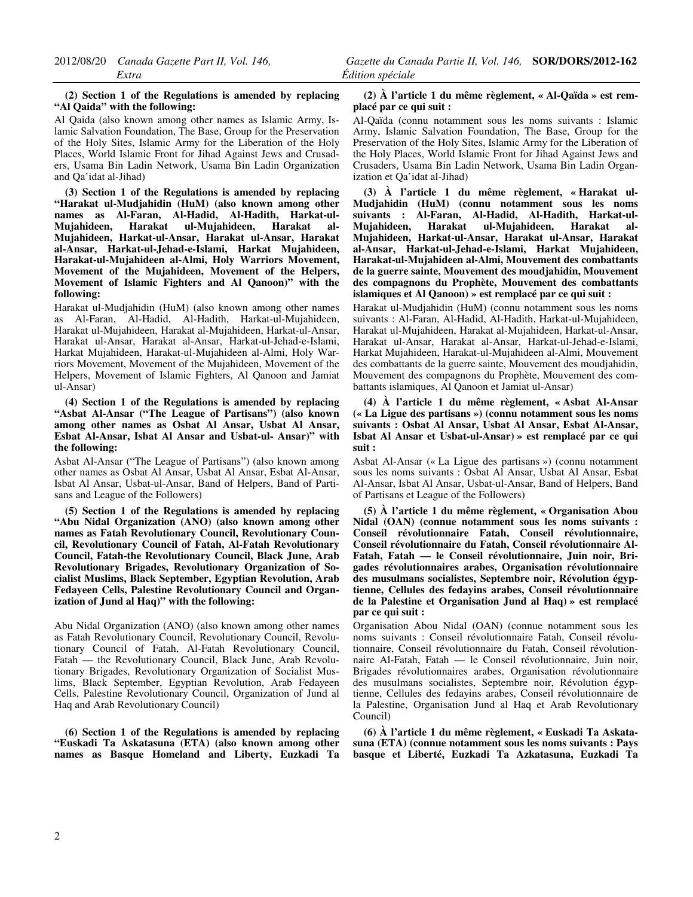**(2) Section 1 of the Regulations is amended by replacing "Al Qaida" with the following:**

Al Qaida (also known among other names as Islamic Army, Islamic Salvation Foundation, The Base, Group for the Preservation of the Holy Sites, Islamic Army for the Liberation of the Holy Places, World Islamic Front for Jihad Against Jews and Crusaders, Usama Bin Ladin Network, Usama Bin Ladin Organization and Qa'idat al-Jihad)

**(3) Section 1 of the Regulations is amended by replacing "Harakat ul-Mudjahidin (HuM) (also known among other names as Al-Faran, Al-Hadid, Al-Hadith, Harkat-ul-Mujahideen, Harakat ul-Mujahideen, Harakat al-Mujahideen, Harkat-ul-Ansar, Harakat ul-Ansar, Harakat al-Ansar, Harkat-ul-Jehad-e-Islami, Harkat Mujahideen, Harakat-ul-Mujahideen al-Almi, Holy Warriors Movement, Movement of the Mujahideen, Movement of the Helpers, Movement of Islamic Fighters and Al Qanoon)" with the following:**

Harakat ul-Mudjahidin (HuM) (also known among other names as Al-Faran, Al-Hadid, Al-Hadith, Harkat-ul-Mujahideen, Harakat ul-Mujahideen, Harakat al-Mujahideen, Harkat-ul-Ansar, Harakat ul-Ansar, Harakat al-Ansar, Harkat-ul-Jehad-e-Islami, Harkat Mujahideen, Harakat-ul-Mujahideen al-Almi, Holy Warriors Movement, Movement of the Mujahideen, Movement of the Helpers, Movement of Islamic Fighters, Al Qanoon and Jamiat ul-Ansar)

**(4) Section 1 of the Regulations is amended by replacing "Asbat Al-Ansar ("The League of Partisans") (also known among other names as Osbat Al Ansar, Usbat Al Ansar, Esbat Al-Ansar, Isbat Al Ansar and Usbat-ul- Ansar)" with the following:**

Asbat Al-Ansar ("The League of Partisans") (also known among other names as Osbat Al Ansar, Usbat Al Ansar, Esbat Al-Ansar, Isbat Al Ansar, Usbat-ul-Ansar, Band of Helpers, Band of Partisans and League of the Followers)

**(5) Section 1 of the Regulations is amended by replacing "Abu Nidal Organization (ANO) (also known among other names as Fatah Revolutionary Council, Revolutionary Council, Revolutionary Council of Fatah, Al-Fatah Revolutionary Council, Fatah-the Revolutionary Council, Black June, Arab Revolutionary Brigades, Revolutionary Organization of Socialist Muslims, Black September, Egyptian Revolution, Arab Fedayeen Cells, Palestine Revolutionary Council and Organization of Jund al Haq)" with the following:**

Abu Nidal Organization (ANO) (also known among other names as Fatah Revolutionary Council, Revolutionary Council, Revolutionary Council of Fatah, Al-Fatah Revolutionary Council, Fatah — the Revolutionary Council, Black June, Arab Revolutionary Brigades, Revolutionary Organization of Socialist Muslims, Black September, Egyptian Revolution, Arab Fedayeen Cells, Palestine Revolutionary Council, Organization of Jund al Haq and Arab Revolutionary Council)

**(6) Section 1 of the Regulations is amended by replacing "Euskadi Ta Askatasuna (ETA) (also known among other names as Basque Homeland and Liberty, Euzkadi Ta**

**(2) À l'article 1 du même règlement, « Al-Qaïda » est remplacé par ce qui suit :**

Al-Qaïda (connu notamment sous les noms suivants : Islamic Army, Islamic Salvation Foundation, The Base, Group for the Preservation of the Holy Sites, Islamic Army for the Liberation of the Holy Places, World Islamic Front for Jihad Against Jews and Crusaders, Usama Bin Ladin Network, Usama Bin Ladin Organization et Qa'idat al-Jihad)

**(3) À l'article 1 du même règlement, « Harakat ul-Mudjahidin (HuM) (connu notamment sous les noms suivants : Al-Faran, Al-Hadid, Al-Hadith, Harkat-ul-Mujahideen, Harakat ul-Mujahideen, Harakat al-Mujahideen, Harkat-ul-Ansar, Harakat ul-Ansar, Harakat al-Ansar, Harkat-ul-Jehad-e-Islami, Harkat Mujahideen, Harakat-ul-Mujahideen al-Almi, Mouvement des combattants de la guerre sainte, Mouvement des moudjahidin, Mouvement des compagnons du Prophète, Mouvement des combattants islamiques et Al Qanoon) » est remplacé par ce qui suit :**

Harakat ul-Mudjahidin (HuM) (connu notamment sous les noms suivants : Al-Faran, Al-Hadid, Al-Hadith, Harkat-ul-Mujahideen, Harakat ul-Mujahideen, Harakat al-Mujahideen, Harkat-ul-Ansar, Harakat ul-Ansar, Harakat al-Ansar, Harkat-ul-Jehad-e-Islami, Harkat Mujahideen, Harakat-ul-Mujahideen al-Almi, Mouvement des combattants de la guerre sainte, Mouvement des moudjahidin, Mouvement des compagnons du Prophète, Mouvement des combattants islamiques, Al Qanoon et Jamiat ul-Ansar)

**(4) À l'article 1 du même règlement, « Asbat Al-Ansar (« La Ligue des partisans ») (connu notamment sous les noms suivants : Osbat Al Ansar, Usbat Al Ansar, Esbat Al-Ansar, Isbat Al Ansar et Usbat-ul-Ansar) » est remplacé par ce qui suit :**

Asbat Al-Ansar (« La Ligue des partisans ») (connu notamment sous les noms suivants : Osbat Al Ansar, Usbat Al Ansar, Esbat Al-Ansar, Isbat Al Ansar, Usbat-ul-Ansar, Band of Helpers, Band of Partisans et League of the Followers)

**(5) À l'article 1 du même règlement, « Organisation Abou Nidal (OAN) (connue notamment sous les noms suivants : Conseil révolutionnaire Fatah, Conseil révolutionnaire, Conseil révolutionnaire du Fatah, Conseil révolutionnaire Al-Fatah, Fatah — le Conseil révolutionnaire, Juin noir, Brigades révolutionnaires arabes, Organisation révolutionnaire des musulmans socialistes, Septembre noir, Révolution égyptienne, Cellules des fedayins arabes, Conseil révolutionnaire de la Palestine et Organisation Jund al Haq) » est remplacé par ce qui suit :**

Organisation Abou Nidal (OAN) (connue notamment sous les noms suivants : Conseil révolutionnaire Fatah, Conseil révolutionnaire, Conseil révolutionnaire du Fatah, Conseil révolutionnaire Al-Fatah, Fatah — le Conseil révolutionnaire, Juin noir, Brigades révolutionnaires arabes, Organisation révolutionnaire des musulmans socialistes, Septembre noir, Révolution égyptienne, Cellules des fedayins arabes, Conseil révolutionnaire de la Palestine, Organisation Jund al Haq et Arab Revolutionary Council)

**(6) À l'article 1 du même règlement, « Euskadi Ta Askatasuna (ETA) (connue notamment sous les noms suivants : Pays basque et Liberté, Euzkadi Ta Azkatasuna, Euzkadi Ta**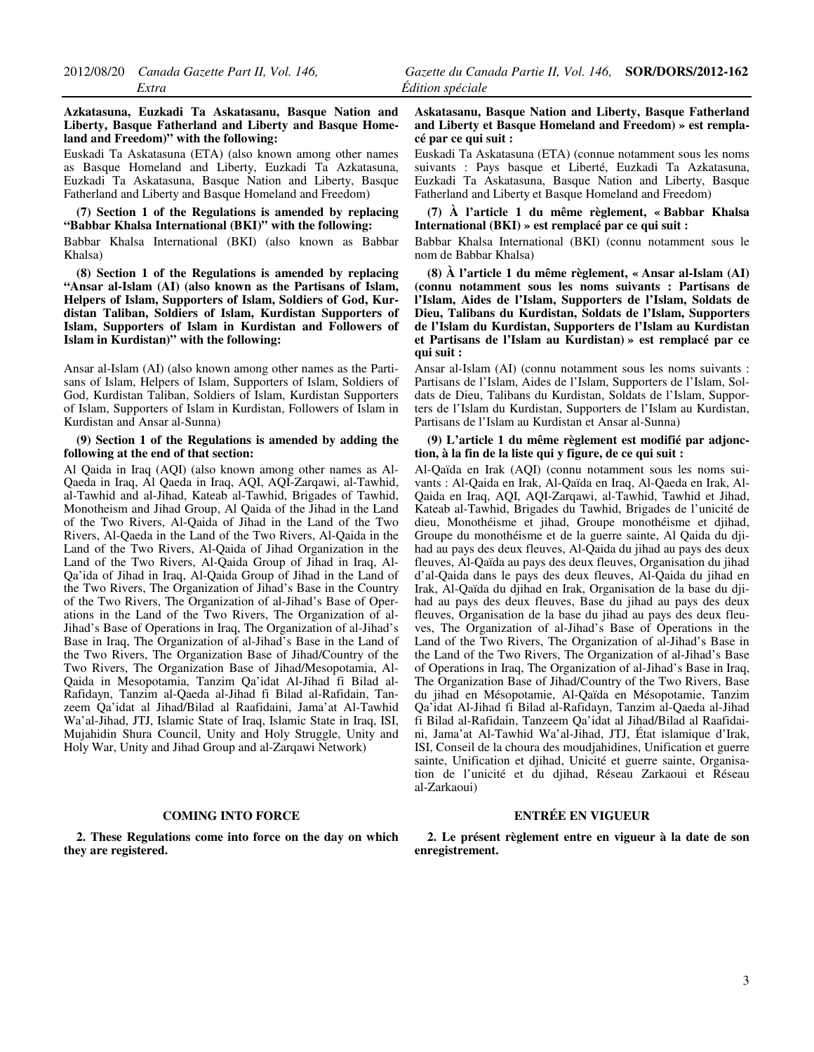**Azkatasuna, Euzkadi Ta Askatasanu, Basque Nation and Liberty, Basque Fatherland and Liberty and Basque Homeland and Freedom)" with the following:**

Euskadi Ta Askatasuna (ETA) (also known among other names as Basque Homeland and Liberty, Euzkadi Ta Azkatasuna, Euzkadi Ta Askatasuna, Basque Nation and Liberty, Basque Fatherland and Liberty and Basque Homeland and Freedom)

**(7) Section 1 of the Regulations is amended by replacing "Babbar Khalsa International (BKI)" with the following:**

Babbar Khalsa International (BKI) (also known as Babbar Khalsa)

**(8) Section 1 of the Regulations is amended by replacing "Ansar al-Islam (AI) (also known as the Partisans of Islam, Helpers of Islam, Supporters of Islam, Soldiers of God, Kurdistan Taliban, Soldiers of Islam, Kurdistan Supporters of Islam, Supporters of Islam in Kurdistan and Followers of Islam in Kurdistan)" with the following:**

Ansar al-Islam (AI) (also known among other names as the Partisans of Islam, Helpers of Islam, Supporters of Islam, Soldiers of God, Kurdistan Taliban, Soldiers of Islam, Kurdistan Supporters of Islam, Supporters of Islam in Kurdistan, Followers of Islam in Kurdistan and Ansar al-Sunna)

**(9) Section 1 of the Regulations is amended by adding the following at the end of that section:**

Al Qaida in Iraq (AQI) (also known among other names as Al-Qaeda in Iraq, Al Qaeda in Iraq, AQI, AQI-Zarqawi, al-Tawhid, al-Tawhid and al-Jihad, Kateab al-Tawhid, Brigades of Tawhid, Monotheism and Jihad Group, Al Qaida of the Jihad in the Land of the Two Rivers, Al-Qaida of Jihad in the Land of the Two Rivers, Al-Qaeda in the Land of the Two Rivers, Al-Qaida in the Land of the Two Rivers, Al-Qaida of Jihad Organization in the Land of the Two Rivers, Al-Qaida Group of Jihad in Iraq, Al-Qa'ida of Jihad in Iraq, Al-Qaida Group of Jihad in the Land of the Two Rivers, The Organization of Jihad's Base in the Country of the Two Rivers, The Organization of al-Jihad's Base of Operations in the Land of the Two Rivers, The Organization of al-Jihad's Base of Operations in Iraq, The Organization of al-Jihad's Base in Iraq, The Organization of al-Jihad's Base in the Land of the Two Rivers, The Organization Base of Jihad/Country of the Two Rivers, The Organization Base of Jihad/Mesopotamia, Al-Qaida in Mesopotamia, Tanzim Qa'idat Al-Jihad fi Bilad al-Rafidayn, Tanzim al-Qaeda al-Jihad fi Bilad al-Rafidain, Tanzeem Qa'idat al Jihad/Bilad al Raafidaini, Jama'at Al-Tawhid Wa'al-Jihad, JTJ, Islamic State of Iraq, Islamic State in Iraq, ISI, Mujahidin Shura Council, Unity and Holy Struggle, Unity and Holy War, Unity and Jihad Group and al-Zarqawi Network)

## COMING INTO FORCE

**2. These Regulations come into force on the day on which they are registered.**

**Askatasanu, Basque Nation and Liberty, Basque Fatherland and Liberty et Basque Homeland and Freedom) » est remplacé par ce qui suit :**

Euskadi Ta Askatasuna (ETA) (connue notamment sous les noms suivants : Pays basque et Liberté, Euzkadi Ta Azkatasuna, Euzkadi Ta Askatasuna, Basque Nation and Liberty, Basque Fatherland and Liberty et Basque Homeland and Freedom)

**(7) À l'article 1 du même règlement, « Babbar Khalsa International (BKI) » est remplacé par ce qui suit :**

Babbar Khalsa International (BKI) (connu notamment sous le nom de Babbar Khalsa)

**(8) À l'article 1 du même règlement, « Ansar al-Islam (AI) (connu notamment sous les noms suivants : Partisans de l'Islam, Aides de l'Islam, Supporters de l'Islam, Soldats de Dieu, Talibans du Kurdistan, Soldats de l'Islam, Supporters de l'Islam du Kurdistan, Supporters de l'Islam au Kurdistan et Partisans de l'Islam au Kurdistan) » est remplacé par ce qui suit :**

Ansar al-Islam (AI) (connu notamment sous les noms suivants : Partisans de l'Islam, Aides de l'Islam, Supporters de l'Islam, Soldats de Dieu, Talibans du Kurdistan, Soldats de l'Islam, Supporters de l'Islam du Kurdistan, Supporters de l'Islam au Kurdistan, Partisans de l'Islam au Kurdistan et Ansar al-Sunna)

**(9) L'article 1 du même règlement est modifié par adjonction, à la fin de la liste qui y figure, de ce qui suit :**

Al-Qaïda en Irak (AQI) (connu notamment sous les noms suivants : Al-Qaida en Irak, Al-Qaïda en Iraq, Al-Qaeda en Irak, Al-Qaida en Iraq, AQI, AQI-Zarqawi, al-Tawhid, Tawhid et Jihad, Kateab al-Tawhid, Brigades du Tawhid, Brigades de l'unicité de dieu, Monothéisme et jihad, Groupe monothéisme et djihad, Groupe du monothéisme et de la guerre sainte, Al Qaida du djihad au pays des deux fleuves, Al-Qaida du jihad au pays des deux fleuves, Al-Qaïda au pays des deux fleuves, Organisation du jihad d'al-Qaida dans le pays des deux fleuves, Al-Qaida du jihad en Irak, Al-Qaïda du djihad en Irak, Organisation de la base du djihad au pays des deux fleuves, Base du jihad au pays des deux fleuves, Organisation de la base du jihad au pays des deux fleuves, The Organization of al-Jihad's Base of Operations in the Land of the Two Rivers, The Organization of al-Jihad's Base in the Land of the Two Rivers, The Organization of al-Jihad's Base of Operations in Iraq, The Organization of al-Jihad's Base in Iraq, The Organization Base of Jihad/Country of the Two Rivers, Base du jihad en Mésopotamie, Al-Qaïda en Mésopotamie, Tanzim Qa'idat Al-Jihad fi Bilad al-Rafidayn, Tanzim al-Qaeda al-Jihad fi Bilad al-Rafidain, Tanzeem Qa'idat al Jihad/Bilad al Raafidaini, Jama'at Al-Tawhid Wa'al-Jihad, JTJ, État islamique d'Irak, ISI, Conseil de la choura des moudjahidines, Unification et guerre sainte, Unification et djihad, Unicité et guerre sainte, Organisation de l'unicité et du djihad, Réseau Zarkaoui et Réseau al-Zarkaoui)

## ENTRÉE EN VIGUEUR

**2. Le présent règlement entre en vigueur à la date de son enregistrement.**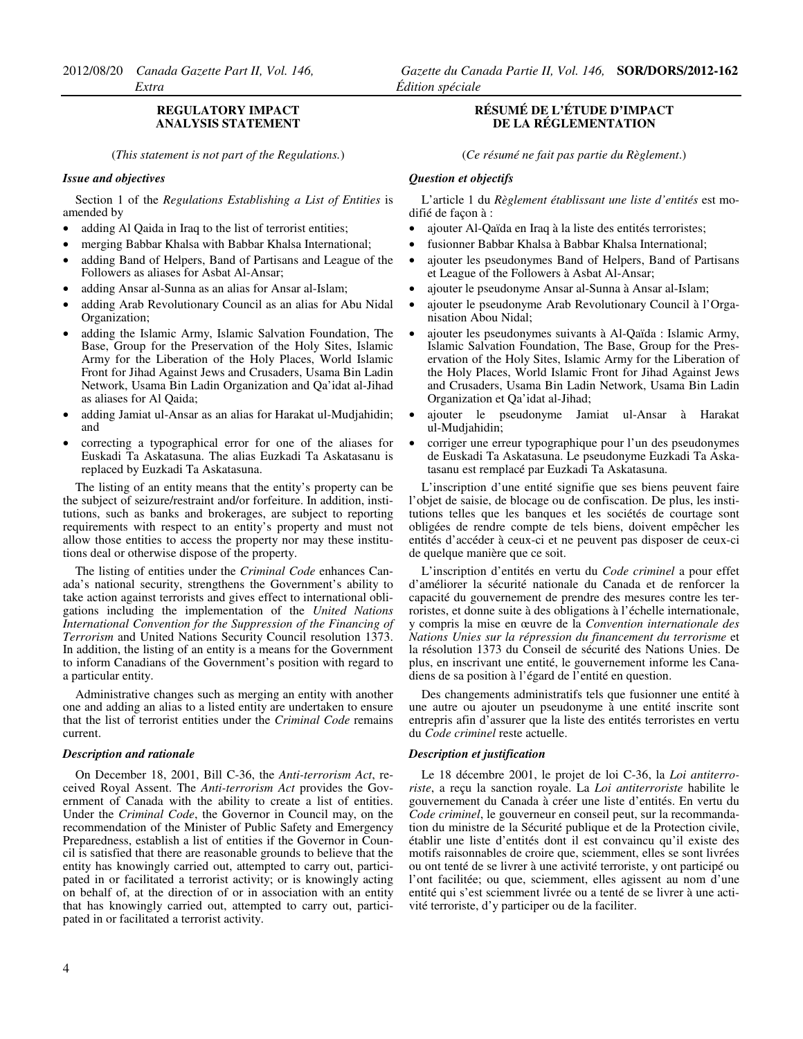## REGULATORY IMPACT ANALYSIS STATEMENT

(*This statement is not part of the Regulations.*)

### *Issue and objectives*

Section 1 of the *Regulations Establishing a List of Entities* is amended by

- adding Al Qaida in Iraq to the list of terrorist entities;
- merging Babbar Khalsa with Babbar Khalsa International;
- adding Band of Helpers, Band of Partisans and League of the Followers as aliases for Asbat Al-Ansar;
- adding Ansar al-Sunna as an alias for Ansar al-Islam;
- adding Arab Revolutionary Council as an alias for Abu Nidal Organization;
- adding the Islamic Army, Islamic Salvation Foundation, The Base, Group for the Preservation of the Holy Sites, Islamic Army for the Liberation of the Holy Places, World Islamic Front for Jihad Against Jews and Crusaders, Usama Bin Ladin Network, Usama Bin Ladin Organization and Qa'idat al-Jihad as aliases for Al Qaida;
- adding Jamiat ul-Ansar as an alias for Harakat ul-Mudjahidin; and
- correcting a typographical error for one of the aliases for Euskadi Ta Askatasuna. The alias Euzkadi Ta Askatasanu is replaced by Euzkadi Ta Askatasuna.

The listing of an entity means that the entity's property can be the subject of seizure/restraint and/or forfeiture. In addition, institutions, such as banks and brokerages, are subject to reporting requirements with respect to an entity's property and must not allow those entities to access the property nor may these institutions deal or otherwise dispose of the property.

The listing of entities under the *Criminal Code* enhances Canada's national security, strengthens the Government's ability to take action against terrorists and gives effect to international obligations including the implementation of the *United Nations International Convention for the Suppression of the Financing of Terrorism* and United Nations Security Council resolution 1373. In addition, the listing of an entity is a means for the Government to inform Canadians of the Government's position with regard to a particular entity.

Administrative changes such as merging an entity with another one and adding an alias to a listed entity are undertaken to ensure that the list of terrorist entities under the *Criminal Code* remains current.

### *Description and rationale*

On December 18, 2001, Bill C-36, the *Anti-terrorism Act*, received Royal Assent. The *Anti-terrorism Act* provides the Government of Canada with the ability to create a list of entities. Under the *Criminal Code*, the Governor in Council may, on the recommendation of the Minister of Public Safety and Emergency Preparedness, establish a list of entities if the Governor in Council is satisfied that there are reasonable grounds to believe that the entity has knowingly carried out, attempted to carry out, participated in or facilitated a terrorist activity; or is knowingly acting on behalf of, at the direction of or in association with an entity that has knowingly carried out, attempted to carry out, participated in or facilitated a terrorist activity.

## RÉSUMÉ DE L'ÉTUDE D'IMPACT DE LA RÉGLEMENTATION

(*Ce résumé ne fait pas partie du Règlement*.)

### *Question et objectifs*

L'article 1 du *Règlement établissant une liste d'entités* est modifié de façon à :

- ajouter Al-Qaïda en Iraq à la liste des entités terroristes;
- fusionner Babbar Khalsa à Babbar Khalsa International;
- ajouter les pseudonymes Band of Helpers, Band of Partisans et League of the Followers à Asbat Al-Ansar;
- ajouter le pseudonyme Ansar al-Sunna à Ansar al-Islam;
- ajouter le pseudonyme Arab Revolutionary Council à l'Organisation Abou Nidal;
- ajouter les pseudonymes suivants à Al-Qaïda : Islamic Army, Islamic Salvation Foundation, The Base, Group for the Preservation of the Holy Sites, Islamic Army for the Liberation of the Holy Places, World Islamic Front for Jihad Against Jews and Crusaders, Usama Bin Ladin Network, Usama Bin Ladin Organization et Qa'idat al-Jihad;
- ajouter le pseudonyme Jamiat ul-Ansar à Harakat ul-Mudjahidin;
- corriger une erreur typographique pour l'un des pseudonymes de Euskadi Ta Askatasuna. Le pseudonyme Euzkadi Ta Askatasanu is remplacé par Euzkadi Ta Askatasuna.

L'inscription d'une entité signifie que ses biens peuvent faire l'objet de saisie, de blocage ou de confiscation. De plus, les institutions telles que les banques et les sociétés de courtage sont obligées de rendre compte de tels biens, doivent empêcher les entités d'accéder à ceux-ci et ne peuvent pas disposer de ceux-ci de quelque manière que ce soit.

L'inscription d'entités en vertu du *Code criminel* a pour effet d'améliorer la sécurité nationale du Canada et de renforcer la capacité du gouvernement de prendre des mesures contre les terroristes, et donne suite à des obligations à l'échelle internationale, y compris la mise en œuvre de la *Convention internationale des Nations Unies sur la répression du financement du terrorisme* et la résolution 1373 du Conseil de sécurité des Nations Unies. De plus, en inscrivant une entité, le gouvernement informe les Canadiens de sa position à l'égard de l'entité en question.

Des changements administratifs tels que fusionner une entité à une autre ou ajouter un pseudonyme à une entité inscrite sont entrepris afin d'assurer que la liste des entités terroristes en vertu du *Code criminel* reste actuelle.

### *Description et justification*

Le 18 décembre 2001, le projet de loi C-36, la *Loi antiterroriste*, a reçu la sanction royale. La *Loi antiterroriste* habilite le gouvernement du Canada à créer une liste d'entités. En vertu du *Code criminel*, le gouverneur en conseil peut, sur la recommandation du ministre de la Sécurité publique et de la Protection civile, établir une liste d'entités dont il est convaincu qu'il existe des motifs raisonnables de croire que, sciemment, elles se sont livrées ou ont tenté de se livrer à une activité terroriste, y ont participé ou l'ont facilitée; ou que, sciemment, elles agissent au nom d'une entité qui s'est sciemment livrée ou a tenté de se livrer à une activité terroriste, d'y participer ou de la faciliter.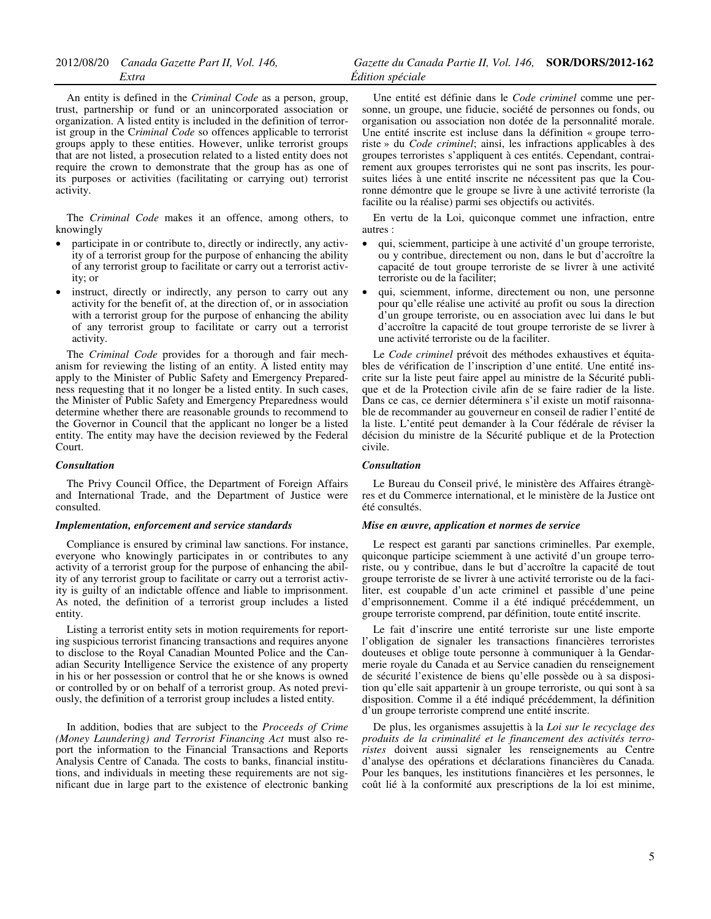An entity is defined in the *Criminal Code* as a person, group, trust, partnership or fund or an unincorporated association or organization. A listed entity is included in the definition of terrorist group in the C*riminal Code* so offences applicable to terrorist groups apply to these entities. However, unlike terrorist groups that are not listed, a prosecution related to a listed entity does not require the crown to demonstrate that the group has as one of its purposes or activities (facilitating or carrying out) terrorist activity.

The *Criminal Code* makes it an offence, among others, to knowingly

- participate in or contribute to, directly or indirectly, any activity of a terrorist group for the purpose of enhancing the ability of any terrorist group to facilitate or carry out a terrorist activity; or
- instruct, directly or indirectly, any person to carry out any activity for the benefit of, at the direction of, or in association with a terrorist group for the purpose of enhancing the ability of any terrorist group to facilitate or carry out a terrorist activity.

The *Criminal Code* provides for a thorough and fair mechanism for reviewing the listing of an entity. A listed entity may apply to the Minister of Public Safety and Emergency Preparedness requesting that it no longer be a listed entity. In such cases, the Minister of Public Safety and Emergency Preparedness would determine whether there are reasonable grounds to recommend to the Governor in Council that the applicant no longer be a listed entity. The entity may have the decision reviewed by the Federal Court.

### *Consultation*

The Privy Council Office, the Department of Foreign Affairs and International Trade, and the Department of Justice were consulted.

### *Implementation, enforcement and service standards*

Compliance is ensured by criminal law sanctions. For instance, everyone who knowingly participates in or contributes to any activity of a terrorist group for the purpose of enhancing the ability of any terrorist group to facilitate or carry out a terrorist activity is guilty of an indictable offence and liable to imprisonment. As noted, the definition of a terrorist group includes a listed entity.

Listing a terrorist entity sets in motion requirements for reporting suspicious terrorist financing transactions and requires anyone to disclose to the Royal Canadian Mounted Police and the Canadian Security Intelligence Service the existence of any property in his or her possession or control that he or she knows is owned or controlled by or on behalf of a terrorist group. As noted previously, the definition of a terrorist group includes a listed entity.

In addition, bodies that are subject to the *Proceeds of Crime (Money Laundering) and Terrorist Financing Act* must also report the information to the Financial Transactions and Reports Analysis Centre of Canada. The costs to banks, financial institutions, and individuals in meeting these requirements are not significant due in large part to the existence of electronic banking

Une entité est définie dans le *Code criminel* comme une personne, un groupe, une fiducie, société de personnes ou fonds, ou organisation ou association non dotée de la personnalité morale. Une entité inscrite est incluse dans la définition « groupe terroriste » du *Code criminel*; ainsi, les infractions applicables à des groupes terroristes s'appliquent à ces entités. Cependant, contrairement aux groupes terroristes qui ne sont pas inscrits, les poursuites liées à une entité inscrite ne nécessitent pas que la Couronne démontre que le groupe se livre à une activité terroriste (la facilite ou la réalise) parmi ses objectifs ou activités.

En vertu de la Loi, quiconque commet une infraction, entre autres :

- qui, sciemment, participe à une activité d'un groupe terroriste, ou y contribue, directement ou non, dans le but d'accroître la capacité de tout groupe terroriste de se livrer à une activité terroriste ou de la faciliter;
- qui, sciemment, informe, directement ou non, une personne pour qu'elle réalise une activité au profit ou sous la direction d'un groupe terroriste, ou en association avec lui dans le but d'accroître la capacité de tout groupe terroriste de se livrer à une activité terroriste ou de la faciliter.

Le *Code criminel* prévoit des méthodes exhaustives et équitables de vérification de l'inscription d'une entité. Une entité inscrite sur la liste peut faire appel au ministre de la Sécurité publique et de la Protection civile afin de se faire radier de la liste. Dans ce cas, ce dernier déterminera s'il existe un motif raisonnable de recommander au gouverneur en conseil de radier l'entité de la liste. L'entité peut demander à la Cour fédérale de réviser la décision du ministre de la Sécurité publique et de la Protection civile.

### *Consultation*

Le Bureau du Conseil privé, le ministère des Affaires étrangères et du Commerce international, et le ministère de la Justice ont été consultés.

### *Mise en œuvre, application et normes de service*

Le respect est garanti par sanctions criminelles. Par exemple, quiconque participe sciemment à une activité d'un groupe terroriste, ou y contribue, dans le but d'accroître la capacité de tout groupe terroriste de se livrer à une activité terroriste ou de la faciliter, est coupable d'un acte criminel et passible d'une peine d'emprisonnement. Comme il a été indiqué précédemment, un groupe terroriste comprend, par définition, toute entité inscrite.

Le fait d'inscrire une entité terroriste sur une liste emporte l'obligation de signaler les transactions financières terroristes douteuses et oblige toute personne à communiquer à la Gendarmerie royale du Canada et au Service canadien du renseignement de sécurité l'existence de biens qu'elle possède ou à sa disposition qu'elle sait appartenir à un groupe terroriste, ou qui sont à sa disposition. Comme il a été indiqué précédemment, la définition d'un groupe terroriste comprend une entité inscrite.

De plus, les organismes assujettis à la *Loi sur le recyclage des produits de la criminalité et le financement des activités terroristes* doivent aussi signaler les renseignements au Centre d'analyse des opérations et déclarations financières du Canada. Pour les banques, les institutions financières et les personnes, le coût lié à la conformité aux prescriptions de la loi est minime,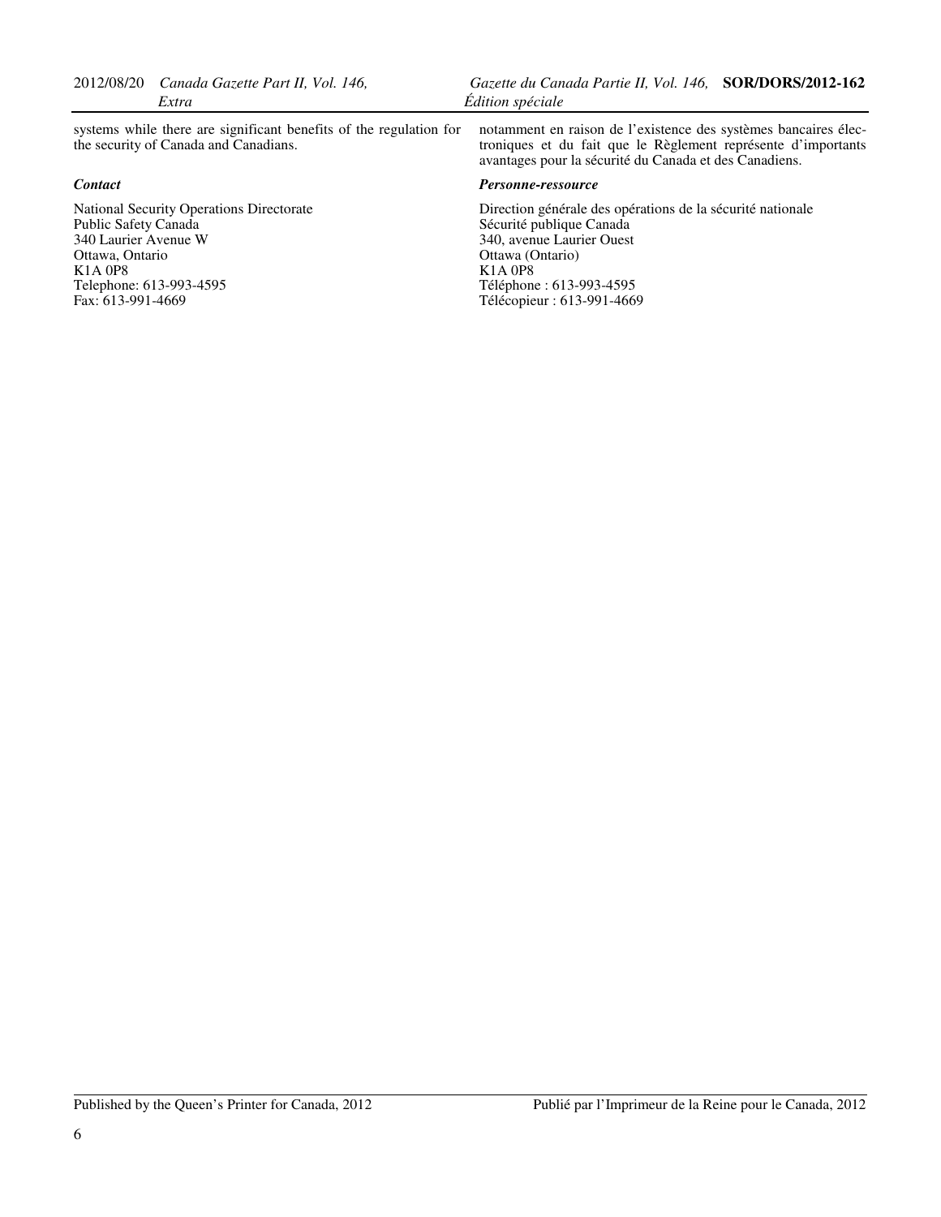systems while there are significant benefits of the regulation for the security of Canada and Canadians.

### *Contact*

National Security Operations Directorate
Public Safety Canada
340 Laurier Avenue W
Ottawa, Ontario
K1A 0P8
Telephone: 613-993-4595
Fax: 613-991-4669

notamment en raison de l'existence des systèmes bancaires électroniques et du fait que le Règlement représente d'importants avantages pour la sécurité du Canada et des Canadiens.

### *Personne-ressource*

Direction générale des opérations de la sécurité nationale
Sécurité publique Canada
340, avenue Laurier Ouest
Ottawa (Ontario)
K1A 0P8
Téléphone : 613-993-4595
Télécopieur : 613-991-4669

Published by the Queen's Printer for Canada, 2012

Publié par l'Imprimeur de la Reine pour le Canada, 2012